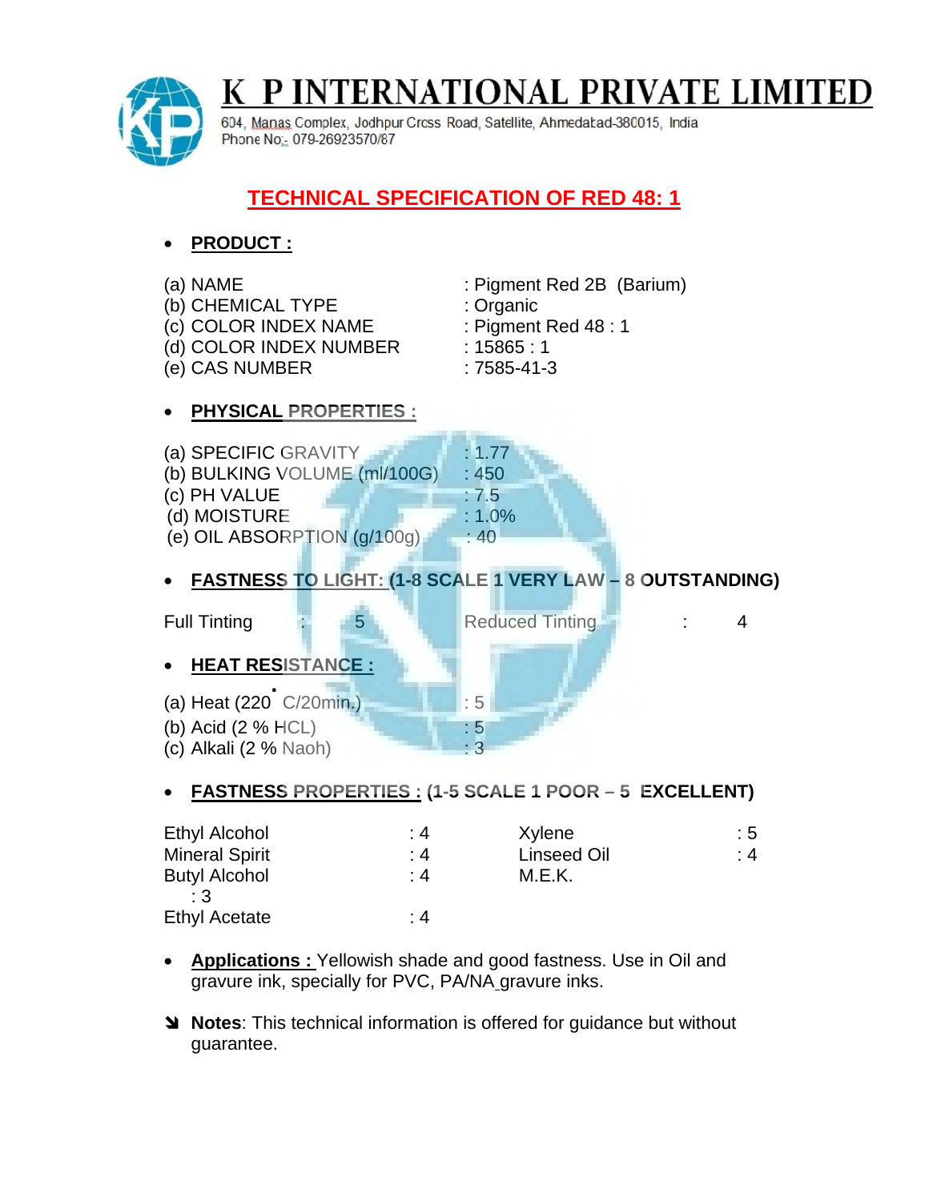# K P INTERNATIONAL PRIVATE LIMITED

604, Manas Complex, Jodhpur Cross Road, Satellite, Ahmedabad-380015, India
Phone No:- 079-26923570/87

## TECHNICAL SPECIFICATION OF RED 48: 1

- **PRODUCT :**

(a) NAME : Pigment Red 2B (Barium)
(b) CHEMICAL TYPE : Organic
(c) COLOR INDEX NAME : Pigment Red 48 : 1
(d) COLOR INDEX NUMBER : 15865 : 1
(e) CAS NUMBER : 7585-41-3

- **PHYSICAL PROPERTIES :**

(a) SPECIFIC GRAVITY : 1.77
(b) BULKING VOLUME (ml/100G) : 450
(c) PH VALUE : 7.5
(d) MOISTURE : 1.0%
(e) OIL ABSORPTION (g/100g) : 40

- **FASTNESS TO LIGHT: (1-8 SCALE 1 VERY LAW – 8 OUTSTANDING)**

Full Tinting : 5 Reduced Tinting : 4

- **HEAT RESISTANCE :**

(a) Heat (220 °C/20min.) : 5
(b) Acid (2 % HCL) : 5
(c) Alkali (2 % Naoh) : 3

- **FASTNESS PROPERTIES : (1-5 SCALE 1 POOR – 5 EXCELLENT)**

| | | | |
|---|---|---|---|
| Ethyl Alcohol | : 4 | Xylene | : 5 |
| Mineral Spirit | : 4 | Linseed Oil | : 4 |
| Butyl Alcohol | : 4 | M.E.K. | : 3 |
| Ethyl Acetate | : 4 | | |

- **Applications :** Yellowish shade and good fastness. Use in Oil and gravure ink, specially for PVC, PA/NA gravure inks.

- **Notes**: This technical information is offered for guidance but without guarantee.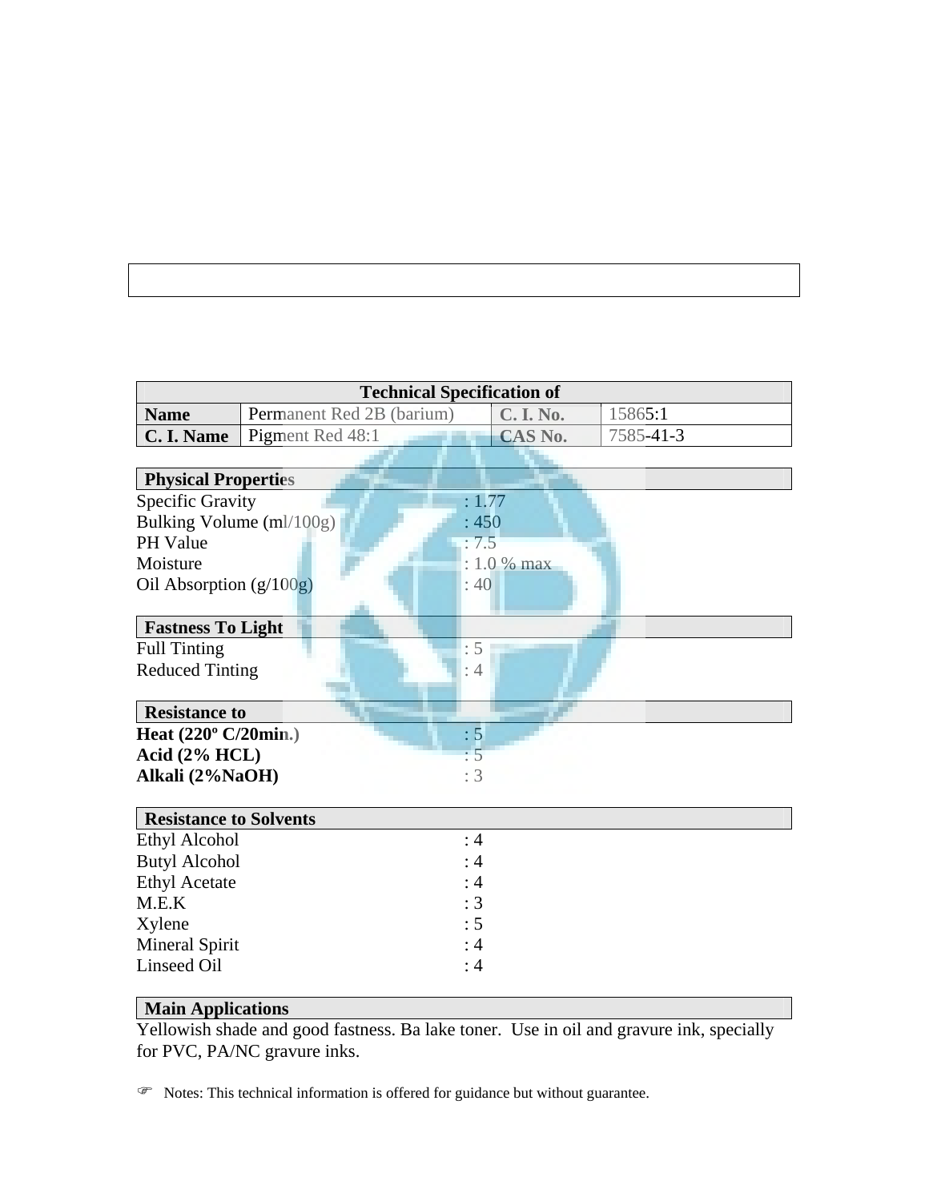| Technical Specification of | | | |
|---|---|---|---|
| **Name** | Permanent Red 2B (barium) | **C. I. No.** | 15865:1 |
| **C. I. Name** | Pigment Red 48:1 | **CAS No.** | 7585-41-3 |

| **Physical Properties** | |
|---|---|
| Specific Gravity | : 1.77 |
| Bulking Volume (ml/100g) | : 450 |
| PH Value | : 7.5 |
| Moisture | : 1.0 % max |
| Oil Absorption (g/100g) | : 40 |

| **Fastness To Light** | |
|---|---|
| Full Tinting | : 5 |
| Reduced Tinting | : 4 |

| **Resistance to** | |
|---|---|
| **Heat (220º C/20min.)** | : 5 |
| **Acid (2% HCL)** | : 5 |
| **Alkali (2%NaOH)** | : 3 |

| **Resistance to Solvents** | |
|---|---|
| Ethyl Alcohol | : 4 |
| Butyl Alcohol | : 4 |
| Ethyl Acetate | : 4 |
| M.E.K | : 3 |
| Xylene | : 5 |
| Mineral Spirit | : 4 |
| Linseed Oil | : 4 |

**Main Applications**

Yellowish shade and good fastness. Ba lake toner. Use in oil and gravure ink, specially for PVC, PA/NC gravure inks.

☞ Notes: This technical information is offered for guidance but without guarantee.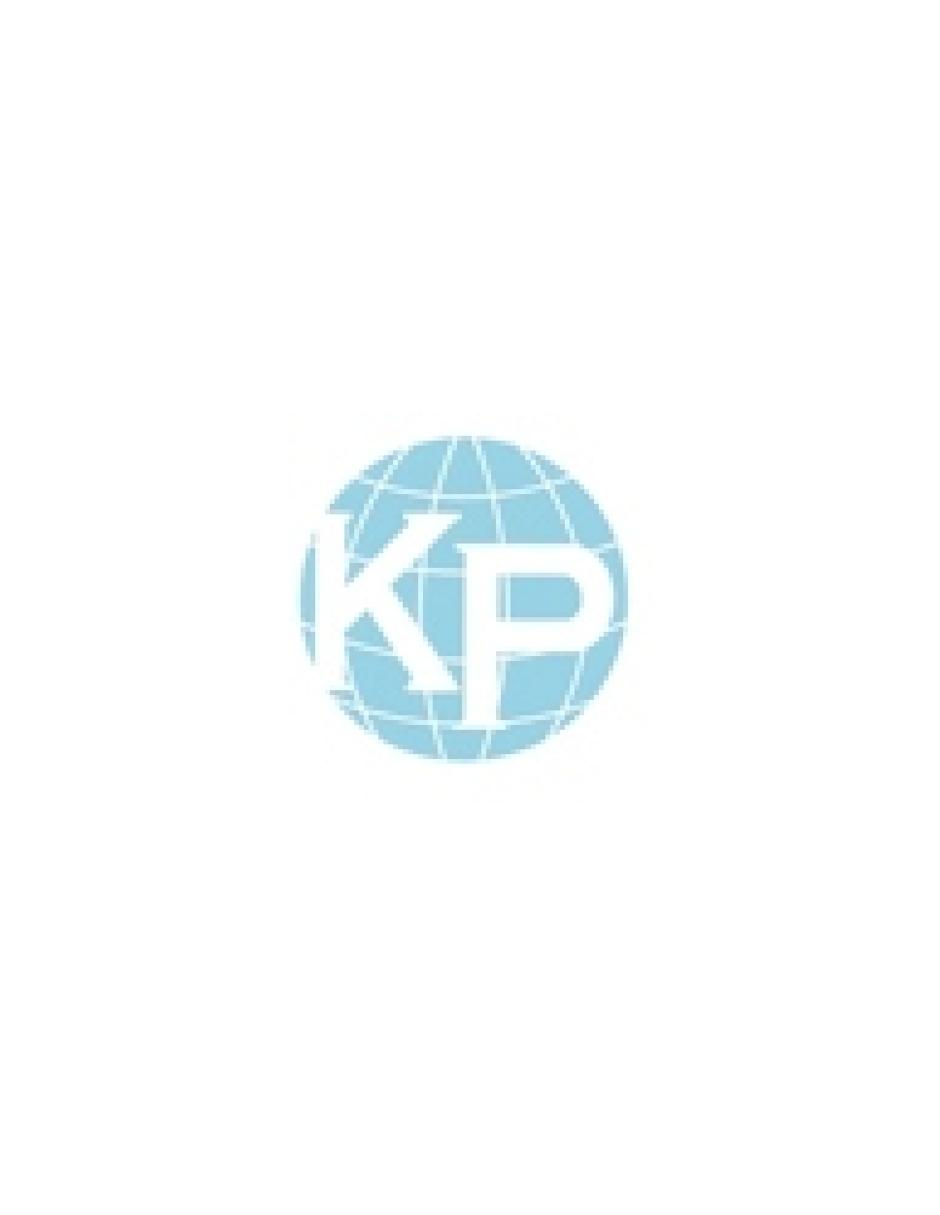KP